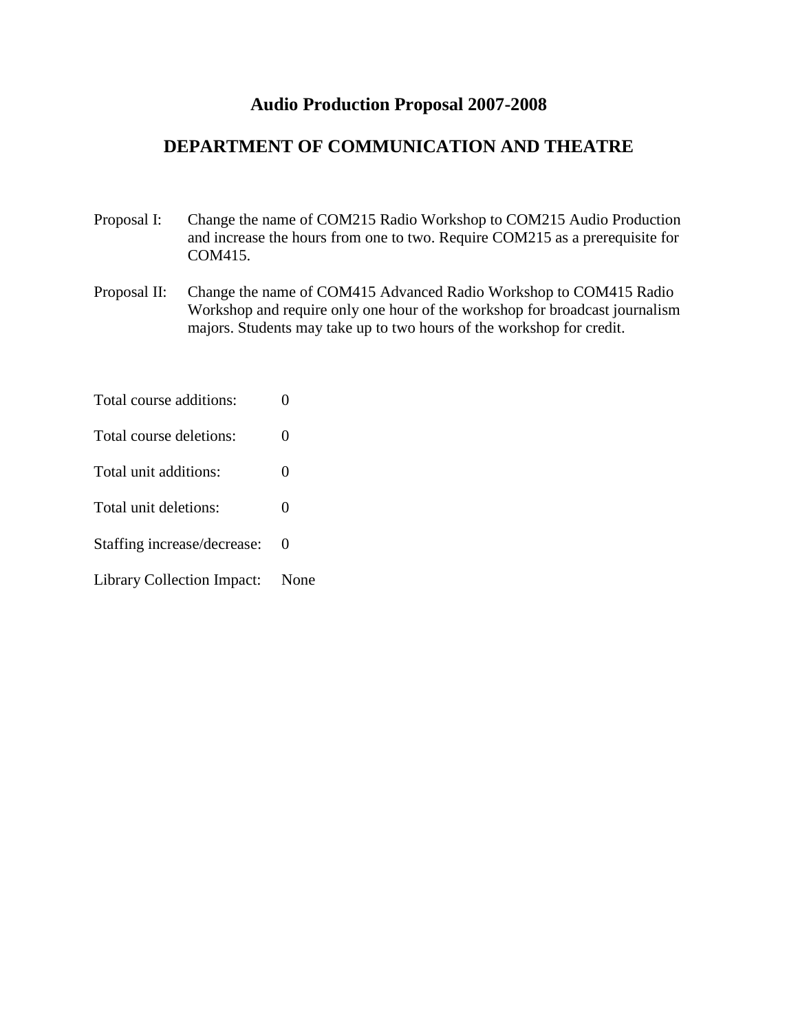# Audio Production Proposal 2007-2008

## DEPARTMENT OF COMMUNICATION AND THEATRE

Proposal I: Change the name of COM215 Radio Workshop to COM215 Audio Production and increase the hours from one to two. Require COM215 as a prerequisite for COM415.

Proposal II: Change the name of COM415 Advanced Radio Workshop to COM415 Radio Workshop and require only one hour of the workshop for broadcast journalism majors. Students may take up to two hours of the workshop for credit.

Total course additions: 0

Total course deletions: 0

Total unit additions: 0

Total unit deletions: 0

Staffing increase/decrease: 0

Library Collection Impact: None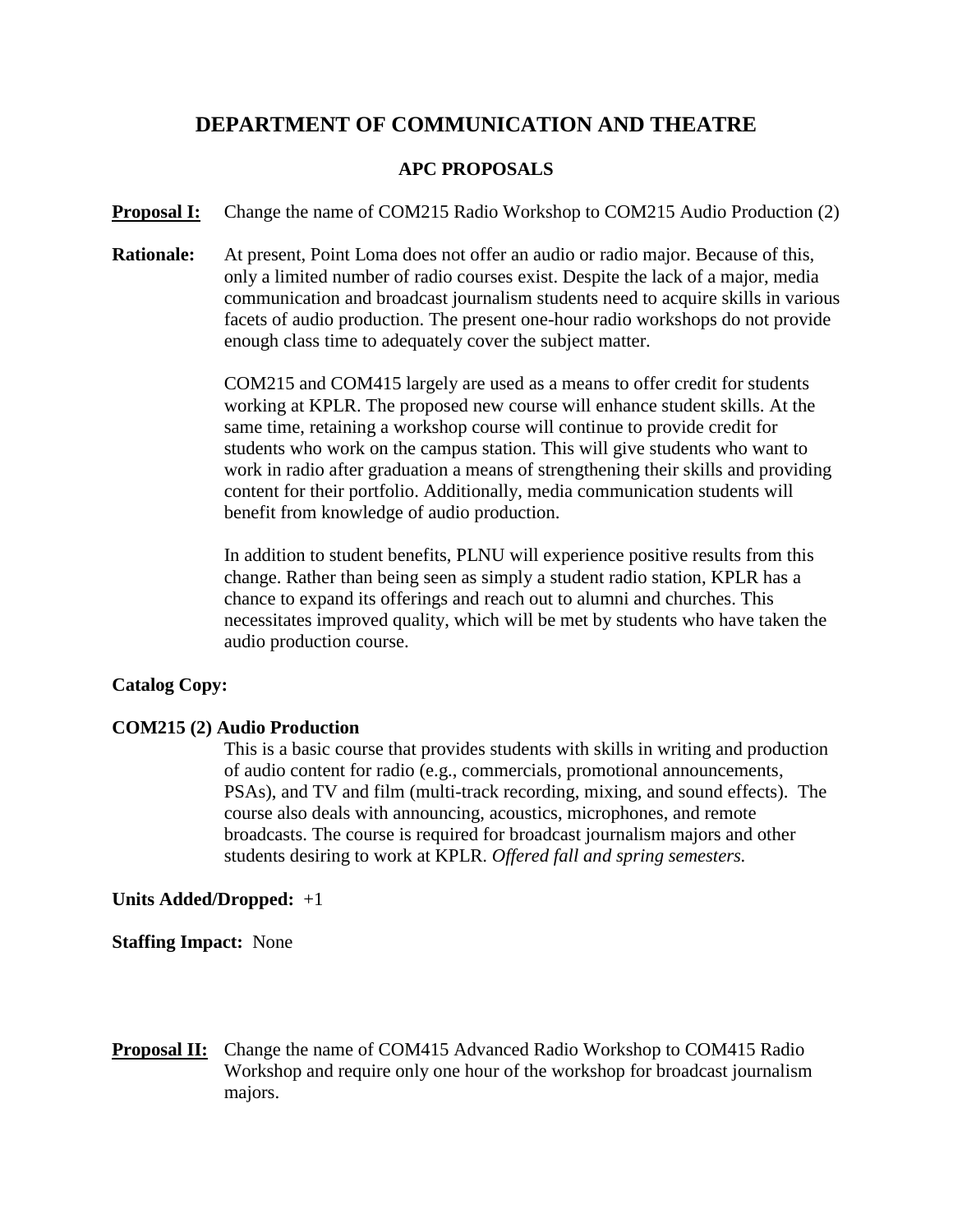# DEPARTMENT OF COMMUNICATION AND THEATRE

## APC PROPOSALS

**Proposal I:** Change the name of COM215 Radio Workshop to COM215 Audio Production (2)

**Rationale:** At present, Point Loma does not offer an audio or radio major. Because of this, only a limited number of radio courses exist. Despite the lack of a major, media communication and broadcast journalism students need to acquire skills in various facets of audio production. The present one-hour radio workshops do not provide enough class time to adequately cover the subject matter.

COM215 and COM415 largely are used as a means to offer credit for students working at KPLR. The proposed new course will enhance student skills. At the same time, retaining a workshop course will continue to provide credit for students who work on the campus station. This will give students who want to work in radio after graduation a means of strengthening their skills and providing content for their portfolio. Additionally, media communication students will benefit from knowledge of audio production.

In addition to student benefits, PLNU will experience positive results from this change. Rather than being seen as simply a student radio station, KPLR has a chance to expand its offerings and reach out to alumni and churches. This necessitates improved quality, which will be met by students who have taken the audio production course.

**Catalog Copy:**

**COM215 (2) Audio Production**

This is a basic course that provides students with skills in writing and production of audio content for radio (e.g., commercials, promotional announcements, PSAs), and TV and film (multi-track recording, mixing, and sound effects). The course also deals with announcing, acoustics, microphones, and remote broadcasts. The course is required for broadcast journalism majors and other students desiring to work at KPLR. *Offered fall and spring semesters.*

**Units Added/Dropped:** +1

**Staffing Impact:** None

**Proposal II:** Change the name of COM415 Advanced Radio Workshop to COM415 Radio Workshop and require only one hour of the workshop for broadcast journalism majors.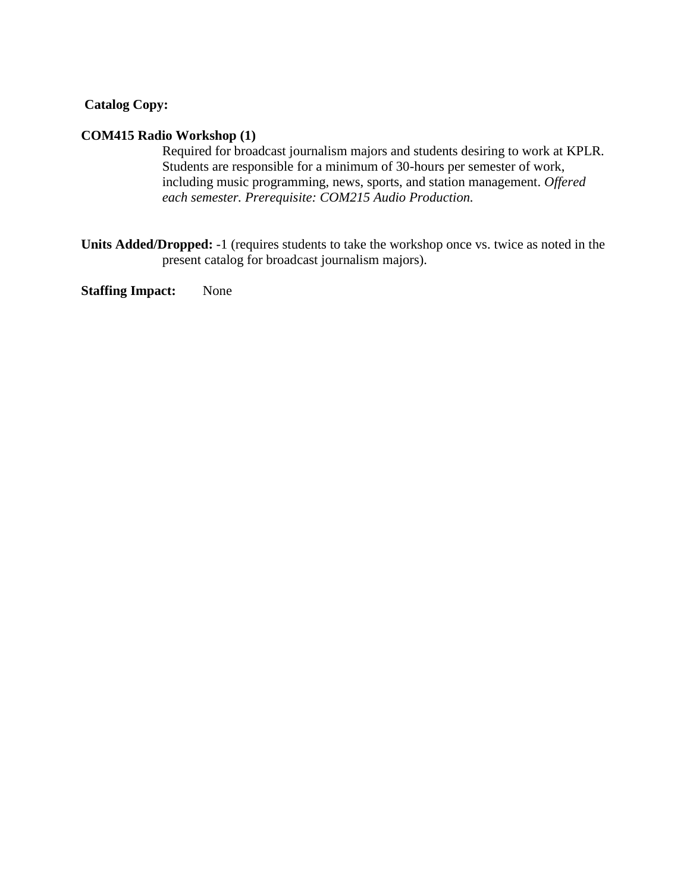**Catalog Copy:**

**COM415 Radio Workshop (1)**

Required for broadcast journalism majors and students desiring to work at KPLR. Students are responsible for a minimum of 30-hours per semester of work, including music programming, news, sports, and station management. *Offered each semester. Prerequisite: COM215 Audio Production.*

**Units Added/Dropped:** -1 (requires students to take the workshop once vs. twice as noted in the present catalog for broadcast journalism majors).

**Staffing Impact:** None